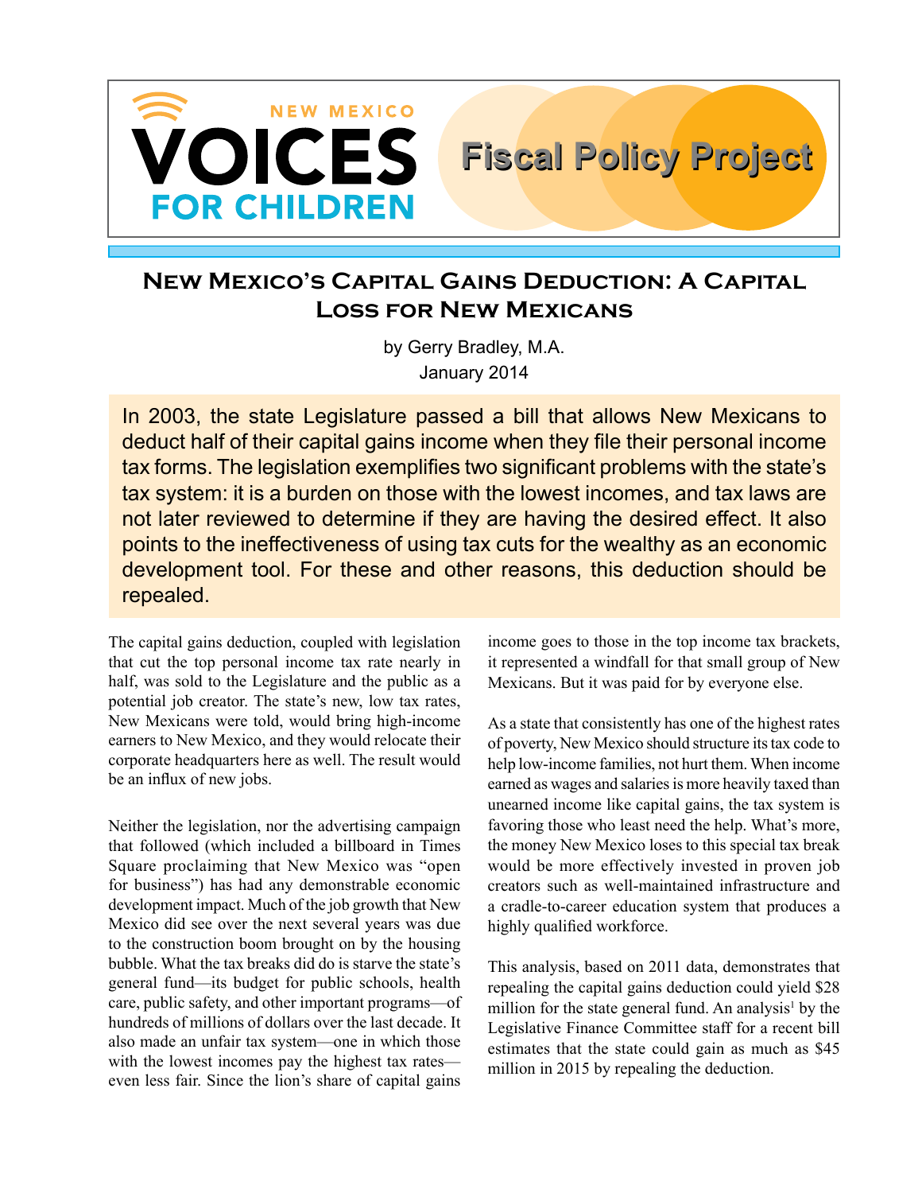NEW MEXICO **VOICES** FOR CHILDREN

**Fiscal Policy Project**

# New Mexico's Capital Gains Deduction: A Capital Loss for New Mexicans

by Gerry Bradley, M.A.
January 2014

In 2003, the state Legislature passed a bill that allows New Mexicans to deduct half of their capital gains income when they file their personal income tax forms. The legislation exemplifies two significant problems with the state's tax system: it is a burden on those with the lowest incomes, and tax laws are not later reviewed to determine if they are having the desired effect. It also points to the ineffectiveness of using tax cuts for the wealthy as an economic development tool. For these and other reasons, this deduction should be repealed.

The capital gains deduction, coupled with legislation that cut the top personal income tax rate nearly in half, was sold to the Legislature and the public as a potential job creator. The state's new, low tax rates, New Mexicans were told, would bring high-income earners to New Mexico, and they would relocate their corporate headquarters here as well. The result would be an influx of new jobs.

Neither the legislation, nor the advertising campaign that followed (which included a billboard in Times Square proclaiming that New Mexico was "open for business") has had any demonstrable economic development impact. Much of the job growth that New Mexico did see over the next several years was due to the construction boom brought on by the housing bubble. What the tax breaks did do is starve the state's general fund—its budget for public schools, health care, public safety, and other important programs—of hundreds of millions of dollars over the last decade. It also made an unfair tax system—one in which those with the lowest incomes pay the highest tax rates—even less fair. Since the lion's share of capital gains income goes to those in the top income tax brackets, it represented a windfall for that small group of New Mexicans. But it was paid for by everyone else.

As a state that consistently has one of the highest rates of poverty, New Mexico should structure its tax code to help low-income families, not hurt them. When income earned as wages and salaries is more heavily taxed than unearned income like capital gains, the tax system is favoring those who least need the help. What's more, the money New Mexico loses to this special tax break would be more effectively invested in proven job creators such as well-maintained infrastructure and a cradle-to-career education system that produces a highly qualified workforce.

This analysis, based on 2011 data, demonstrates that repealing the capital gains deduction could yield $28 million for the state general fund. An analysis[1] by the Legislative Finance Committee staff for a recent bill estimates that the state could gain as much as $45 million in 2015 by repealing the deduction.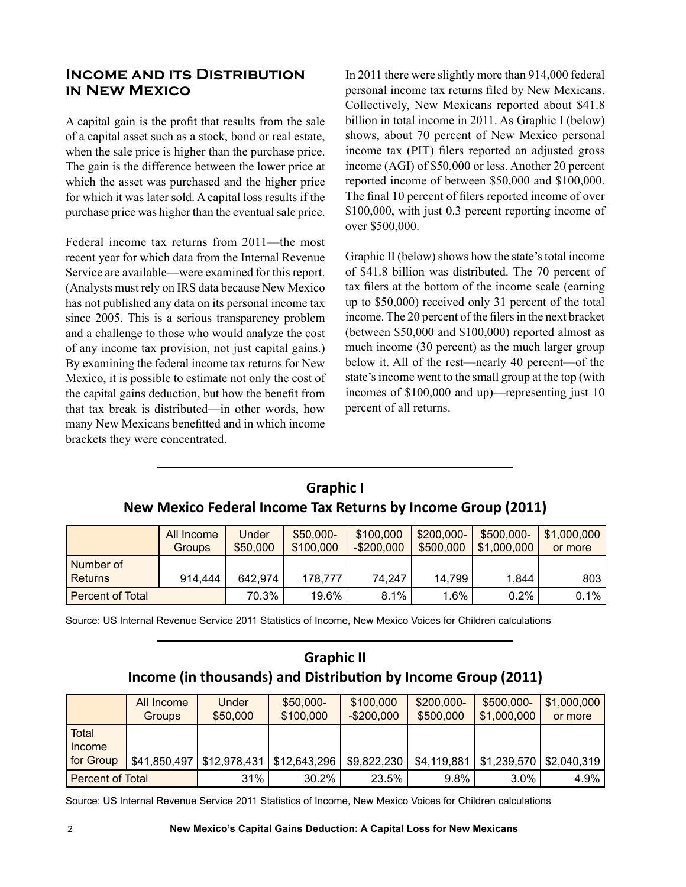## Income and its Distribution in New Mexico

A capital gain is the profit that results from the sale of a capital asset such as a stock, bond or real estate, when the sale price is higher than the purchase price. The gain is the difference between the lower price at which the asset was purchased and the higher price for which it was later sold. A capital loss results if the purchase price was higher than the eventual sale price.

Federal income tax returns from 2011—the most recent year for which data from the Internal Revenue Service are available—were examined for this report. (Analysts must rely on IRS data because New Mexico has not published any data on its personal income tax since 2005. This is a serious transparency problem and a challenge to those who would analyze the cost of any income tax provision, not just capital gains.) By examining the federal income tax returns for New Mexico, it is possible to estimate not only the cost of the capital gains deduction, but how the benefit from that tax break is distributed—in other words, how many New Mexicans benefitted and in which income brackets they were concentrated.

In 2011 there were slightly more than 914,000 federal personal income tax returns filed by New Mexicans. Collectively, New Mexicans reported about $41.8 billion in total income in 2011. As Graphic I (below) shows, about 70 percent of New Mexico personal income tax (PIT) filers reported an adjusted gross income (AGI) of $50,000 or less. Another 20 percent reported income of between $50,000 and $100,000. The final 10 percent of filers reported income of over $100,000, with just 0.3 percent reporting income of over $500,000.

Graphic II (below) shows how the state's total income of $41.8 billion was distributed. The 70 percent of tax filers at the bottom of the income scale (earning up to $50,000) received only 31 percent of the total income. The 20 percent of the filers in the next bracket (between $50,000 and $100,000) reported almost as much income (30 percent) as the much larger group below it. All of the rest—nearly 40 percent—of the state's income went to the small group at the top (with incomes of $100,000 and up)—representing just 10 percent of all returns.

### Graphic I
### New Mexico Federal Income Tax Returns by Income Group (2011)

| | All Income Groups | Under $50,000 | $50,000-$100,000 | $100,000-$200,000 | $200,000-$500,000 | $500,000-$1,000,000 | $1,000,000 or more |
|---|---|---|---|---|---|---|---|
| Number of Returns | 914,444 | 642,974 | 178,777 | 74,247 | 14,799 | 1,844 | 803 |
| Percent of Total | | 70.3% | 19.6% | 8.1% | 1.6% | 0.2% | 0.1% |

Source: US Internal Revenue Service 2011 Statistics of Income, New Mexico Voices for Children calculations

### Graphic II
### Income (in thousands) and Distribution by Income Group (2011)

| | All Income Groups | Under $50,000 | $50,000-$100,000 | $100,000-$200,000 | $200,000-$500,000 | $500,000-$1,000,000 | $1,000,000 or more |
|---|---|---|---|---|---|---|---|
| Total Income for Group | $41,850,497 | $12,978,431 | $12,643,296 | $9,822,230 | $4,119,881 | $1,239,570 | $2,040,319 |
| Percent of Total | | 31% | 30.2% | 23.5% | 9.8% | 3.0% | 4.9% |

Source: US Internal Revenue Service 2011 Statistics of Income, New Mexico Voices for Children calculations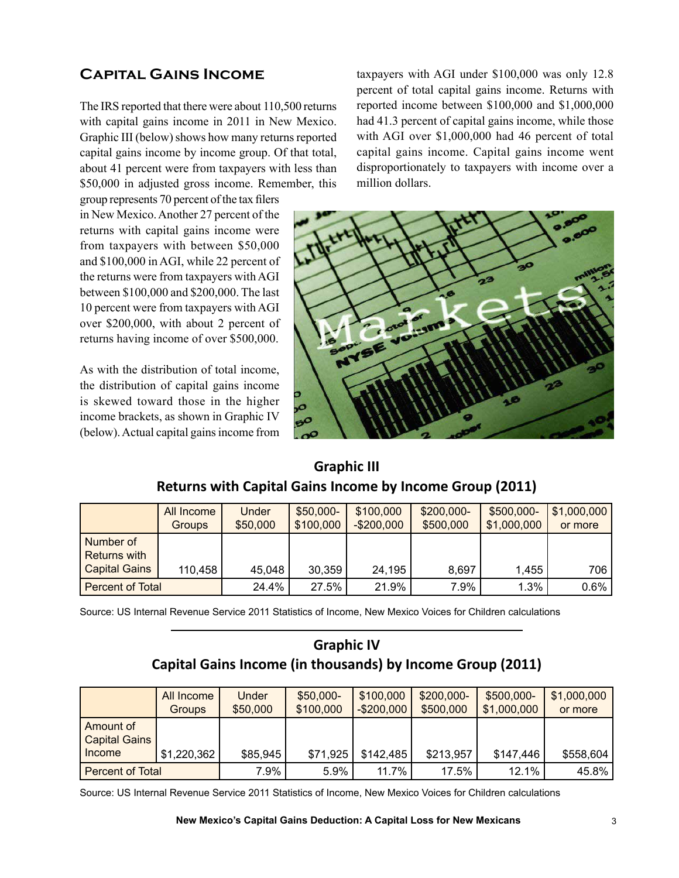## Capital Gains Income

The IRS reported that there were about 110,500 returns with capital gains income in 2011 in New Mexico. Graphic III (below) shows how many returns reported capital gains income by income group. Of that total, about 41 percent were from taxpayers with less than $50,000 in adjusted gross income. Remember, this group represents 70 percent of the tax filers in New Mexico. Another 27 percent of the returns with capital gains income were from taxpayers with between $50,000 and $100,000 in AGI, while 22 percent of the returns were from taxpayers with AGI between $100,000 and $200,000. The last 10 percent were from taxpayers with AGI over $200,000, with about 2 percent of returns having income of over $500,000.

As with the distribution of total income, the distribution of capital gains income is skewed toward those in the higher income brackets, as shown in Graphic IV (below). Actual capital gains income from taxpayers with AGI under $100,000 was only 12.8 percent of total capital gains income. Returns with reported income between $100,000 and $1,000,000 had 41.3 percent of capital gains income, while those with AGI over $1,000,000 had 46 percent of total capital gains income. Capital gains income went disproportionately to taxpayers with income over a million dollars.

### Graphic III
### Returns with Capital Gains Income by Income Group (2011)

| | All Income Groups | Under $50,000 | $50,000-$100,000 | $100,000 -$200,000 | $200,000-$500,000 | $500,000-$1,000,000 | $1,000,000 or more |
|---|---|---|---|---|---|---|---|
| Number of Returns with Capital Gains | 110,458 | 45,048 | 30,359 | 24,195 | 8,697 | 1,455 | 706 |
| Percent of Total | | 24.4% | 27.5% | 21.9% | 7.9% | 1.3% | 0.6% |

Source: US Internal Revenue Service 2011 Statistics of Income, New Mexico Voices for Children calculations

### Graphic IV
### Capital Gains Income (in thousands) by Income Group (2011)

| | All Income Groups | Under $50,000 | $50,000-$100,000 | $100,000 -$200,000 | $200,000-$500,000 | $500,000-$1,000,000 | $1,000,000 or more |
|---|---|---|---|---|---|---|---|
| Amount of Capital Gains Income | $1,220,362 | $85,945 | $71,925 | $142,485 | $213,957 | $147,446 | $558,604 |
| Percent of Total | | 7.9% | 5.9% | 11.7% | 17.5% | 12.1% | 45.8% |

Source: US Internal Revenue Service 2011 Statistics of Income, New Mexico Voices for Children calculations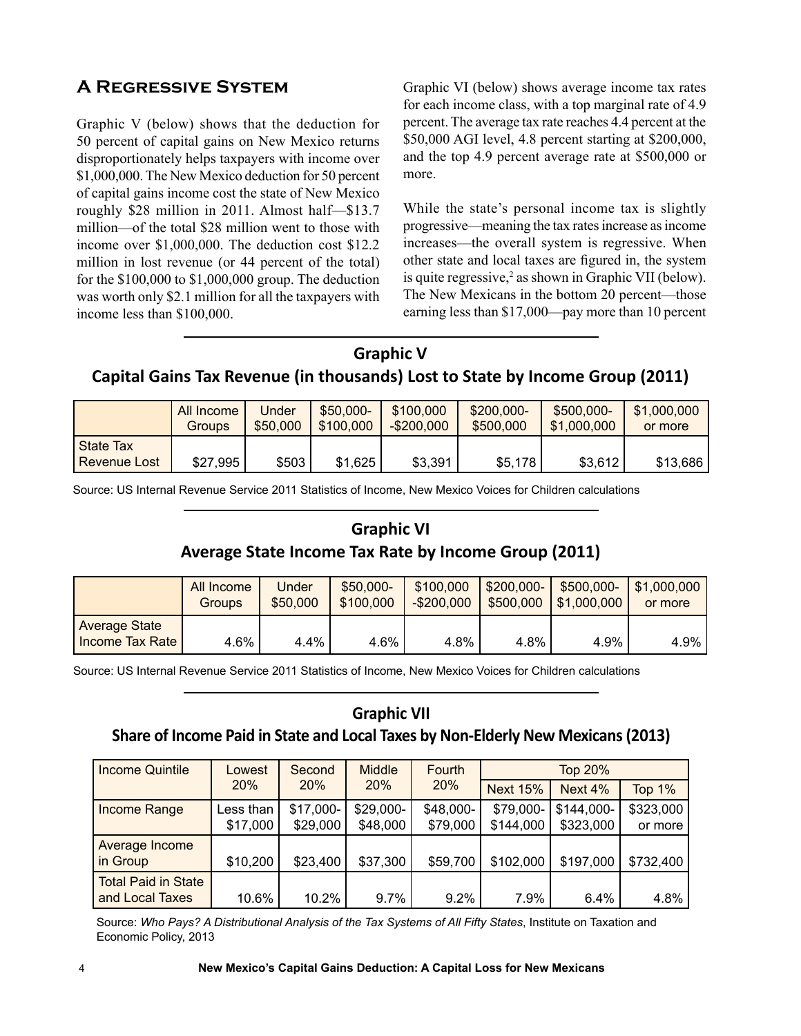## A Regressive System

Graphic V (below) shows that the deduction for 50 percent of capital gains on New Mexico returns disproportionately helps taxpayers with income over $1,000,000. The New Mexico deduction for 50 percent of capital gains income cost the state of New Mexico roughly $28 million in 2011. Almost half—$13.7 million—of the total $28 million went to those with income over $1,000,000. The deduction cost $12.2 million in lost revenue (or 44 percent of the total) for the $100,000 to $1,000,000 group. The deduction was worth only $2.1 million for all the taxpayers with income less than $100,000.

Graphic VI (below) shows average income tax rates for each income class, with a top marginal rate of 4.9 percent. The average tax rate reaches 4.4 percent at the $50,000 AGI level, 4.8 percent starting at $200,000, and the top 4.9 percent average rate at $500,000 or more.

While the state's personal income tax is slightly progressive—meaning the tax rates increase as income increases—the overall system is regressive. When other state and local taxes are figured in, the system is quite regressive,[2] as shown in Graphic VII (below). The New Mexicans in the bottom 20 percent—those earning less than $17,000—pay more than 10 percent

### Graphic V
### Capital Gains Tax Revenue (in thousands) Lost to State by Income Group (2011)

| | All Income Groups | Under $50,000 | $50,000-$100,000 | $100,000-$200,000 | $200,000-$500,000 | $500,000-$1,000,000 | $1,000,000 or more |
|---|---|---|---|---|---|---|---|
| State Tax Revenue Lost | $27,995 | $503 | $1,625 | $3,391 | $5,178 | $3,612 | $13,686 |

Source: US Internal Revenue Service 2011 Statistics of Income, New Mexico Voices for Children calculations

### Graphic VI
### Average State Income Tax Rate by Income Group (2011)

| | All Income Groups | Under $50,000 | $50,000-$100,000 | $100,000-$200,000 | $200,000-$500,000 | $500,000-$1,000,000 | $1,000,000 or more |
|---|---|---|---|---|---|---|---|
| Average State Income Tax Rate | 4.6% | 4.4% | 4.6% | 4.8% | 4.8% | 4.9% | 4.9% |

Source: US Internal Revenue Service 2011 Statistics of Income, New Mexico Voices for Children calculations

### Graphic VII
### Share of Income Paid in State and Local Taxes by Non-Elderly New Mexicans (2013)

| Income Quintile | Lowest 20% | Second 20% | Middle 20% | Fourth 20% | Top 20% | | |
|---|---|---|---|---|---|---|---|
| | | | | | Next 15% | Next 4% | Top 1% |
| Income Range | Less than $17,000 | $17,000-$29,000 | $29,000-$48,000 | $48,000-$79,000 | $79,000-$144,000 | $144,000-$323,000 | $323,000 or more |
| Average Income in Group | $10,200 | $23,400 | $37,300 | $59,700 | $102,000 | $197,000 | $732,400 |
| Total Paid in State and Local Taxes | 10.6% | 10.2% | 9.7% | 9.2% | 7.9% | 6.4% | 4.8% |

Source: *Who Pays? A Distributional Analysis of the Tax Systems of All Fifty States*, Institute on Taxation and Economic Policy, 2013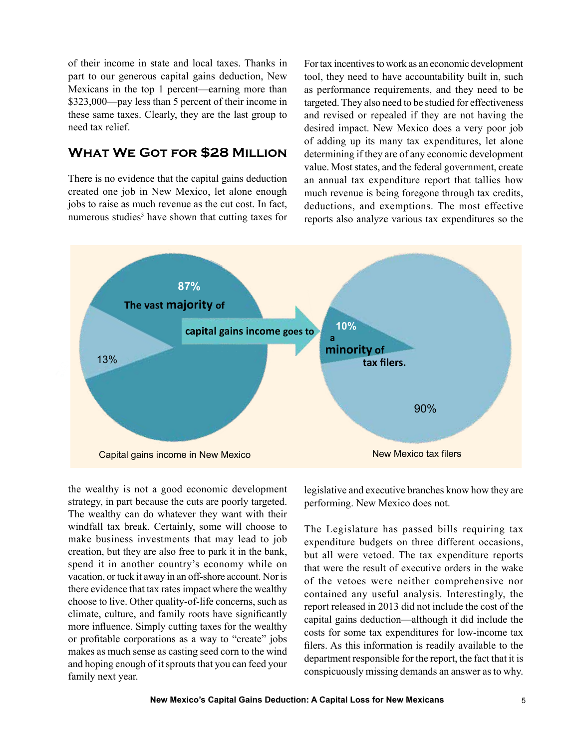of their income in state and local taxes. Thanks in part to our generous capital gains deduction, New Mexicans in the top 1 percent—earning more than $323,000—pay less than 5 percent of their income in these same taxes. Clearly, they are the last group to need tax relief.

## What We Got for $28 Million

There is no evidence that the capital gains deduction created one job in New Mexico, let alone enough jobs to raise as much revenue as the cut cost. In fact, numerous studies[3] have shown that cutting taxes for the wealthy is not a good economic development strategy, in part because the cuts are poorly targeted. The wealthy can do whatever they want with their windfall tax break. Certainly, some will choose to make business investments that may lead to job creation, but they are also free to park it in the bank, spend it in another country's economy while on vacation, or tuck it away in an off-shore account. Nor is there evidence that tax rates impact where the wealthy choose to live. Other quality-of-life concerns, such as climate, culture, and family roots have significantly more influence. Simply cutting taxes for the wealthy or profitable corporations as a way to "create" jobs makes as much sense as casting seed corn to the wind and hoping enough of it sprouts that you can feed your family next year.

For tax incentives to work as an economic development tool, they need to have accountability built in, such as performance requirements, and they need to be targeted. They also need to be studied for effectiveness and revised or repealed if they are not having the desired impact. New Mexico does a very poor job of adding up its many tax expenditures, let alone determining if they are of any economic development value. Most states, and the federal government, create an annual tax expenditure report that tallies how much revenue is being foregone through tax credits, deductions, and exemptions. The most effective reports also analyze various tax expenditures so the legislative and executive branches know how they are performing. New Mexico does not.

The vast majority of capital gains income goes to a minority of tax filers.

| Capital gains income in New Mexico | | New Mexico tax filers | |
|---|---|---|---|
| 87% | 13% | 10% | 90% |

The Legislature has passed bills requiring tax expenditure budgets on three different occasions, but all were vetoed. The tax expenditure reports that were the result of executive orders in the wake of the vetoes were neither comprehensive nor contained any useful analysis. Interestingly, the report released in 2013 did not include the cost of the capital gains deduction—although it did include the costs for some tax expenditures for low-income tax filers. As this information is readily available to the department responsible for the report, the fact that it is conspicuously missing demands an answer as to why.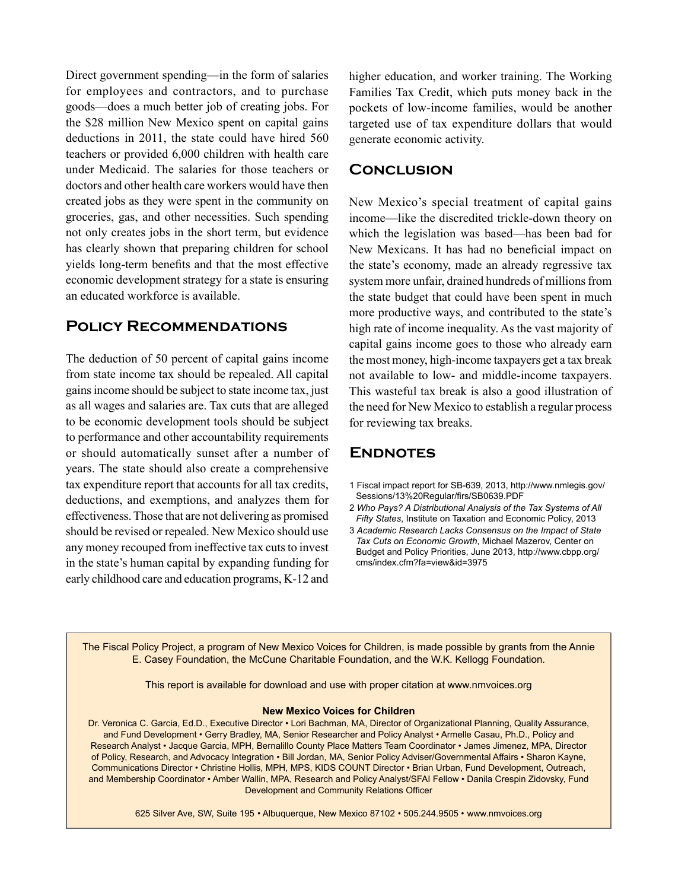Direct government spending—in the form of salaries for employees and contractors, and to purchase goods—does a much better job of creating jobs. For the $28 million New Mexico spent on capital gains deductions in 2011, the state could have hired 560 teachers or provided 6,000 children with health care under Medicaid. The salaries for those teachers or doctors and other health care workers would have then created jobs as they were spent in the community on groceries, gas, and other necessities. Such spending not only creates jobs in the short term, but evidence has clearly shown that preparing children for school yields long-term benefits and that the most effective economic development strategy for a state is ensuring an educated workforce is available.

## Policy Recommendations

The deduction of 50 percent of capital gains income from state income tax should be repealed. All capital gains income should be subject to state income tax, just as all wages and salaries are. Tax cuts that are alleged to be economic development tools should be subject to performance and other accountability requirements or should automatically sunset after a number of years. The state should also create a comprehensive tax expenditure report that accounts for all tax credits, deductions, and exemptions, and analyzes them for effectiveness. Those that are not delivering as promised should be revised or repealed. New Mexico should use any money recouped from ineffective tax cuts to invest in the state's human capital by expanding funding for early childhood care and education programs, K-12 and higher education, and worker training. The Working Families Tax Credit, which puts money back in the pockets of low-income families, would be another targeted use of tax expenditure dollars that would generate economic activity.

## Conclusion

New Mexico's special treatment of capital gains income—like the discredited trickle-down theory on which the legislation was based—has been bad for New Mexicans. It has had no beneficial impact on the state's economy, made an already regressive tax system more unfair, drained hundreds of millions from the state budget that could have been spent in much more productive ways, and contributed to the state's high rate of income inequality. As the vast majority of capital gains income goes to those who already earn the most money, high-income taxpayers get a tax break not available to low- and middle-income taxpayers. This wasteful tax break is also a good illustration of the need for New Mexico to establish a regular process for reviewing tax breaks.

## Endnotes

1 Fiscal impact report for SB-639, 2013, http://www.nmlegis.gov/Sessions/13%20Regular/firs/SB0639.PDF

2 *Who Pays? A Distributional Analysis of the Tax Systems of All Fifty States*, Institute on Taxation and Economic Policy, 2013

3 *Academic Research Lacks Consensus on the Impact of State Tax Cuts on Economic Growth*, Michael Mazerov, Center on Budget and Policy Priorities, June 2013, http://www.cbpp.org/cms/index.cfm?fa=view&id=3975

---

The Fiscal Policy Project, a program of New Mexico Voices for Children, is made possible by grants from the Annie E. Casey Foundation, the McCune Charitable Foundation, and the W.K. Kellogg Foundation.

This report is available for download and use with proper citation at www.nmvoices.org

**New Mexico Voices for Children**

Dr. Veronica C. Garcia, Ed.D., Executive Director • Lori Bachman, MA, Director of Organizational Planning, Quality Assurance, and Fund Development • Gerry Bradley, MA, Senior Researcher and Policy Analyst • Armelle Casau, Ph.D., Policy and Research Analyst • Jacque Garcia, MPH, Bernalillo County Place Matters Team Coordinator • James Jimenez, MPA, Director of Policy, Research, and Advocacy Integration • Bill Jordan, MA, Senior Policy Adviser/Governmental Affairs • Sharon Kayne, Communications Director • Christine Hollis, MPH, MPS, KIDS COUNT Director • Brian Urban, Fund Development, Outreach, and Membership Coordinator • Amber Wallin, MPA, Research and Policy Analyst/SFAI Fellow • Danila Crespin Zidovsky, Fund Development and Community Relations Officer

625 Silver Ave, SW, Suite 195 • Albuquerque, New Mexico 87102 • 505.244.9505 • www.nmvoices.org